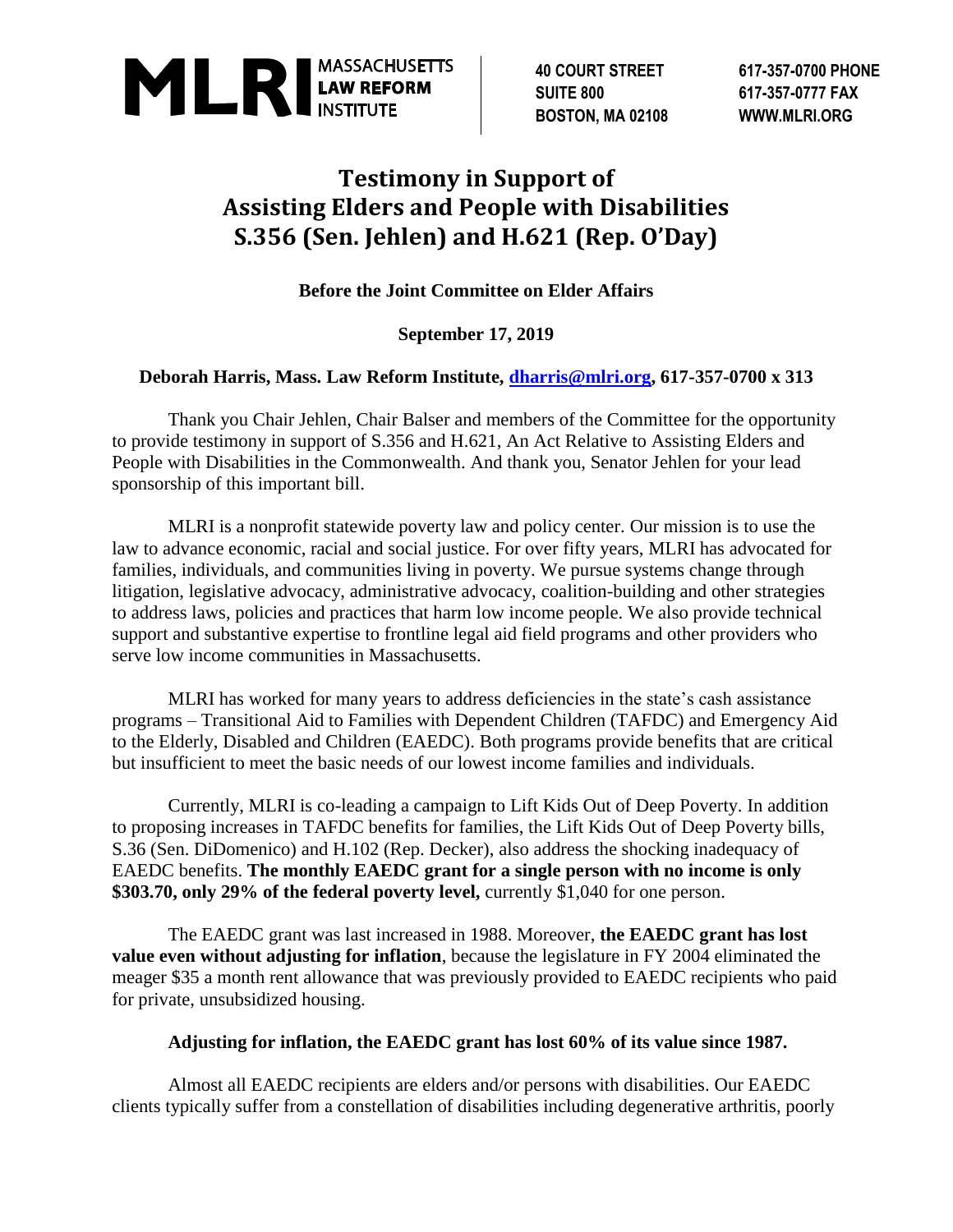MLRI MASSACHUSETTS LAW REFORM INSTITUTE

40 COURT STREET
SUITE 800
BOSTON, MA 02108

617-357-0700 PHONE
617-357-0777 FAX
WWW.MLRI.ORG

# Testimony in Support of Assisting Elders and People with Disabilities S.356 (Sen. Jehlen) and H.621 (Rep. O'Day)

**Before the Joint Committee on Elder Affairs**

**September 17, 2019**

**Deborah Harris, Mass. Law Reform Institute, dharris@mlri.org, 617-357-0700 x 313**

Thank you Chair Jehlen, Chair Balser and members of the Committee for the opportunity to provide testimony in support of S.356 and H.621, An Act Relative to Assisting Elders and People with Disabilities in the Commonwealth. And thank you, Senator Jehlen for your lead sponsorship of this important bill.

MLRI is a nonprofit statewide poverty law and policy center. Our mission is to use the law to advance economic, racial and social justice. For over fifty years, MLRI has advocated for families, individuals, and communities living in poverty. We pursue systems change through litigation, legislative advocacy, administrative advocacy, coalition-building and other strategies to address laws, policies and practices that harm low income people. We also provide technical support and substantive expertise to frontline legal aid field programs and other providers who serve low income communities in Massachusetts.

MLRI has worked for many years to address deficiencies in the state's cash assistance programs – Transitional Aid to Families with Dependent Children (TAFDC) and Emergency Aid to the Elderly, Disabled and Children (EAEDC). Both programs provide benefits that are critical but insufficient to meet the basic needs of our lowest income families and individuals.

Currently, MLRI is co-leading a campaign to Lift Kids Out of Deep Poverty. In addition to proposing increases in TAFDC benefits for families, the Lift Kids Out of Deep Poverty bills, S.36 (Sen. DiDomenico) and H.102 (Rep. Decker), also address the shocking inadequacy of EAEDC benefits. **The monthly EAEDC grant for a single person with no income is only $303.70, only 29% of the federal poverty level,** currently $1,040 for one person.

The EAEDC grant was last increased in 1988. Moreover, **the EAEDC grant has lost value even without adjusting for inflation**, because the legislature in FY 2004 eliminated the meager $35 a month rent allowance that was previously provided to EAEDC recipients who paid for private, unsubsidized housing.

**Adjusting for inflation, the EAEDC grant has lost 60% of its value since 1987.**

Almost all EAEDC recipients are elders and/or persons with disabilities. Our EAEDC clients typically suffer from a constellation of disabilities including degenerative arthritis, poorly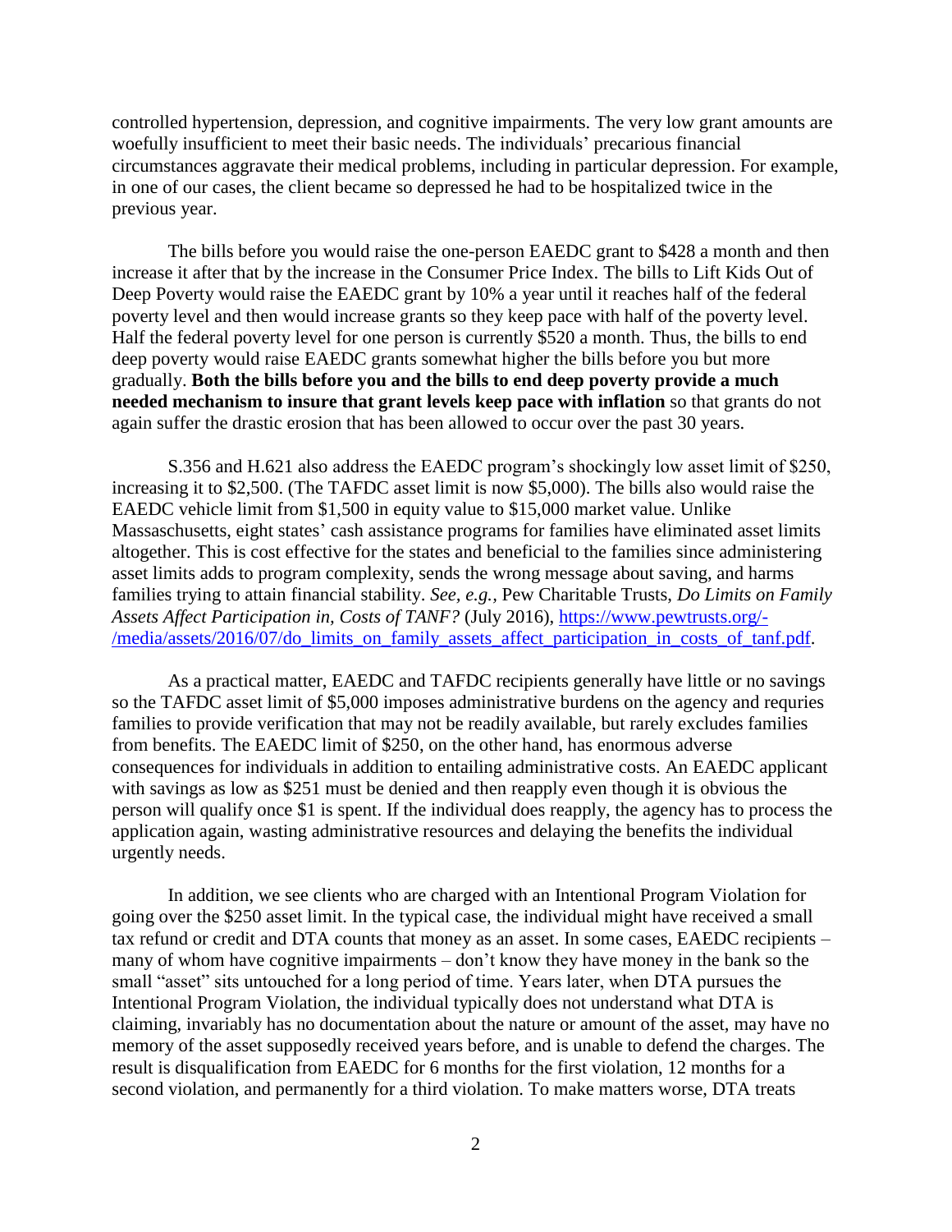controlled hypertension, depression, and cognitive impairments. The very low grant amounts are woefully insufficient to meet their basic needs. The individuals' precarious financial circumstances aggravate their medical problems, including in particular depression. For example, in one of our cases, the client became so depressed he had to be hospitalized twice in the previous year.

The bills before you would raise the one-person EAEDC grant to $428 a month and then increase it after that by the increase in the Consumer Price Index. The bills to Lift Kids Out of Deep Poverty would raise the EAEDC grant by 10% a year until it reaches half of the federal poverty level and then would increase grants so they keep pace with half of the poverty level. Half the federal poverty level for one person is currently $520 a month. Thus, the bills to end deep poverty would raise EAEDC grants somewhat higher the bills before you but more gradually. **Both the bills before you and the bills to end deep poverty provide a much needed mechanism to insure that grant levels keep pace with inflation** so that grants do not again suffer the drastic erosion that has been allowed to occur over the past 30 years.

S.356 and H.621 also address the EAEDC program's shockingly low asset limit of $250, increasing it to $2,500. (The TAFDC asset limit is now $5,000). The bills also would raise the EAEDC vehicle limit from $1,500 in equity value to $15,000 market value. Unlike Massachusetts, eight states' cash assistance programs for families have eliminated asset limits altogether. This is cost effective for the states and beneficial to the families since administering asset limits adds to program complexity, sends the wrong message about saving, and harms families trying to attain financial stability. *See, e.g.,* Pew Charitable Trusts, *Do Limits on Family Assets Affect Participation in, Costs of TANF?* (July 2016), [https://www.pewtrusts.org/-/media/assets/2016/07/do_limits_on_family_assets_affect_participation_in_costs_of_tanf.pdf](https://www.pewtrusts.org/-/media/assets/2016/07/do_limits_on_family_assets_affect_participation_in_costs_of_tanf.pdf).

As a practical matter, EAEDC and TAFDC recipients generally have little or no savings so the TAFDC asset limit of $5,000 imposes administrative burdens on the agency and requries families to provide verification that may not be readily available, but rarely excludes families from benefits. The EAEDC limit of $250, on the other hand, has enormous adverse consequences for individuals in addition to entailing administrative costs. An EAEDC applicant with savings as low as $251 must be denied and then reapply even though it is obvious the person will qualify once $1 is spent. If the individual does reapply, the agency has to process the application again, wasting administrative resources and delaying the benefits the individual urgently needs.

In addition, we see clients who are charged with an Intentional Program Violation for going over the $250 asset limit. In the typical case, the individual might have received a small tax refund or credit and DTA counts that money as an asset. In some cases, EAEDC recipients – many of whom have cognitive impairments – don't know they have money in the bank so the small "asset" sits untouched for a long period of time. Years later, when DTA pursues the Intentional Program Violation, the individual typically does not understand what DTA is claiming, invariably has no documentation about the nature or amount of the asset, may have no memory of the asset supposedly received years before, and is unable to defend the charges. The result is disqualification from EAEDC for 6 months for the first violation, 12 months for a second violation, and permanently for a third violation. To make matters worse, DTA treats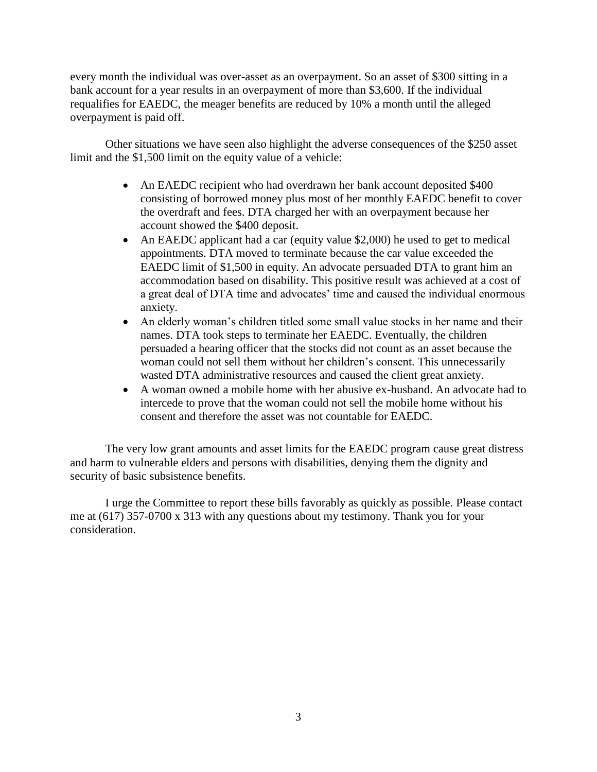every month the individual was over-asset as an overpayment. So an asset of $300 sitting in a bank account for a year results in an overpayment of more than $3,600. If the individual requalifies for EAEDC, the meager benefits are reduced by 10% a month until the alleged overpayment is paid off.

Other situations we have seen also highlight the adverse consequences of the $250 asset limit and the $1,500 limit on the equity value of a vehicle:

- An EAEDC recipient who had overdrawn her bank account deposited $400 consisting of borrowed money plus most of her monthly EAEDC benefit to cover the overdraft and fees. DTA charged her with an overpayment because her account showed the $400 deposit.
- An EAEDC applicant had a car (equity value $2,000) he used to get to medical appointments. DTA moved to terminate because the car value exceeded the EAEDC limit of $1,500 in equity. An advocate persuaded DTA to grant him an accommodation based on disability. This positive result was achieved at a cost of a great deal of DTA time and advocates' time and caused the individual enormous anxiety.
- An elderly woman's children titled some small value stocks in her name and their names. DTA took steps to terminate her EAEDC. Eventually, the children persuaded a hearing officer that the stocks did not count as an asset because the woman could not sell them without her children's consent. This unnecessarily wasted DTA administrative resources and caused the client great anxiety.
- A woman owned a mobile home with her abusive ex-husband. An advocate had to intercede to prove that the woman could not sell the mobile home without his consent and therefore the asset was not countable for EAEDC.

The very low grant amounts and asset limits for the EAEDC program cause great distress and harm to vulnerable elders and persons with disabilities, denying them the dignity and security of basic subsistence benefits.

I urge the Committee to report these bills favorably as quickly as possible. Please contact me at (617) 357-0700 x 313 with any questions about my testimony. Thank you for your consideration.